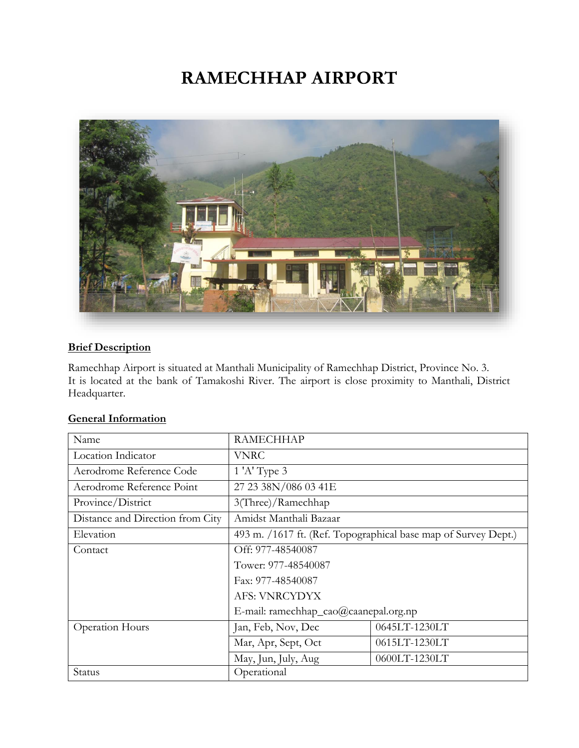# RAMECHHAP AIRPORT

## Brief Description

Ramechhap Airport is situated at Manthali Municipality of Ramechhap District, Province No. 3. It is located at the bank of Tamakoshi River. The airport is close proximity to Manthali, District Headquarter.

## General Information

| | | |
|---|---|---|
| Name | RAMECHHAP | |
| Location Indicator | VNRC | |
| Aerodrome Reference Code | 1 'A' Type 3 | |
| Aerodrome Reference Point | 27 23 38N/086 03 41E | |
| Province/District | 3(Three)/Ramechhap | |
| Distance and Direction from City | Amidst Manthali Bazaar | |
| Elevation | 493 m. /1617 ft. (Ref. Topographical base map of Survey Dept.) | |
| Contact | Off: 977-48540087<br>Tower: 977-48540087<br>Fax: 977-48540087<br>AFS: VNRCYDYX<br>E-mail: ramechhap_cao@caanepal.org.np | |
| Operation Hours | Jan, Feb, Nov, Dec | 0645LT-1230LT |
| | Mar, Apr, Sept, Oct | 0615LT-1230LT |
| | May, Jun, July, Aug | 0600LT-1230LT |
| Status | Operational | |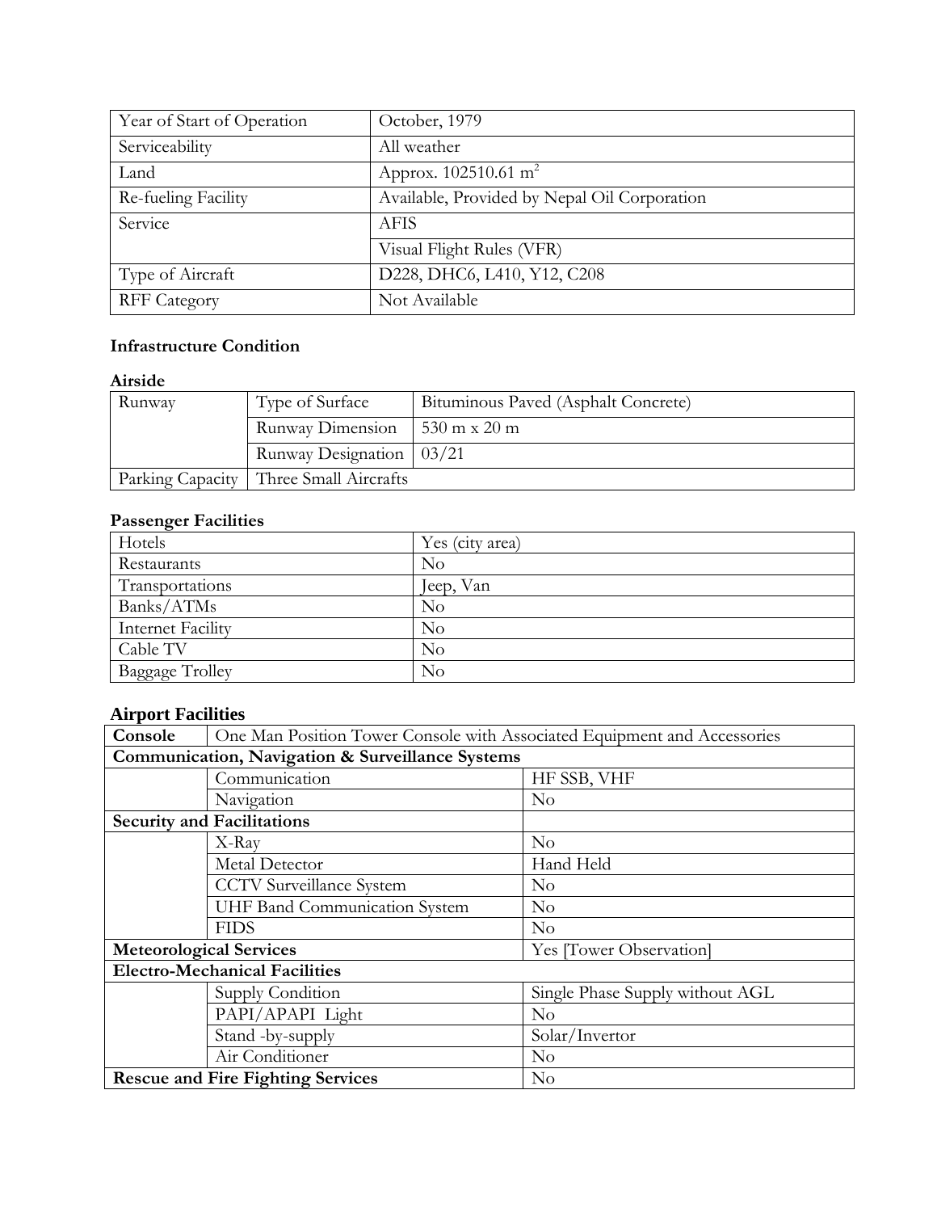| | |
|---|---|
| Year of Start of Operation | October, 1979 |
| Serviceability | All weather |
| Land | Approx. 102510.61 m$^2$ |
| Re-fueling Facility | Available, Provided by Nepal Oil Corporation |
| Service | AFIS |
| | Visual Flight Rules (VFR) |
| Type of Aircraft | D228, DHC6, L410, Y12, C208 |
| RFF Category | Not Available |

### Infrastructure Condition

#### Airside

| | | |
|---|---|---|
| Runway | Type of Surface | Bituminous Paved (Asphalt Concrete) |
| | Runway Dimension | 530 m x 20 m |
| | Runway Designation | 03/21 |
| Parking Capacity | Three Small Aircrafts | |

#### Passenger Facilities

| | |
|---|---|
| Hotels | Yes (city area) |
| Restaurants | No |
| Transportations | Jeep, Van |
| Banks/ATMs | No |
| Internet Facility | No |
| Cable TV | No |
| Baggage Trolley | No |

#### Airport Facilities

| | | |
|---|---|---|
| **Console** | One Man Position Tower Console with Associated Equipment and Accessories | |
| **Communication, Navigation & Surveillance Systems** | | |
| | Communication | HF SSB, VHF |
| | Navigation | No |
| **Security and Facilitations** | | |
| | X-Ray | No |
| | Metal Detector | Hand Held |
| | CCTV Surveillance System | No |
| | UHF Band Communication System | No |
| | FIDS | No |
| **Meteorological Services** | | Yes [Tower Observation] |
| **Electro-Mechanical Facilities** | | |
| | Supply Condition | Single Phase Supply without AGL |
| | PAPI/APAPI Light | No |
| | Stand -by-supply | Solar/Invertor |
| | Air Conditioner | No |
| **Rescue and Fire Fighting Services** | | No |